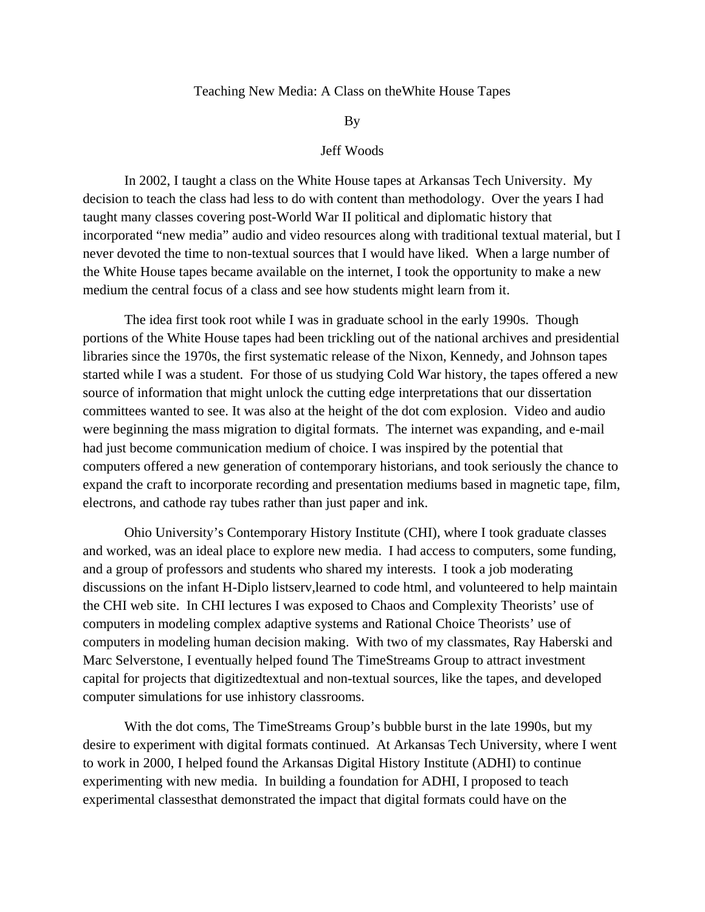# Teaching New Media: A Class on theWhite House Tapes

By

Jeff Woods

In 2002, I taught a class on the White House tapes at Arkansas Tech University. My decision to teach the class had less to do with content than methodology. Over the years I had taught many classes covering post-World War II political and diplomatic history that incorporated "new media" audio and video resources along with traditional textual material, but I never devoted the time to non-textual sources that I would have liked. When a large number of the White House tapes became available on the internet, I took the opportunity to make a new medium the central focus of a class and see how students might learn from it.

The idea first took root while I was in graduate school in the early 1990s. Though portions of the White House tapes had been trickling out of the national archives and presidential libraries since the 1970s, the first systematic release of the Nixon, Kennedy, and Johnson tapes started while I was a student. For those of us studying Cold War history, the tapes offered a new source of information that might unlock the cutting edge interpretations that our dissertation committees wanted to see. It was also at the height of the dot com explosion. Video and audio were beginning the mass migration to digital formats. The internet was expanding, and e-mail had just become communication medium of choice. I was inspired by the potential that computers offered a new generation of contemporary historians, and took seriously the chance to expand the craft to incorporate recording and presentation mediums based in magnetic tape, film, electrons, and cathode ray tubes rather than just paper and ink.

Ohio University's Contemporary History Institute (CHI), where I took graduate classes and worked, was an ideal place to explore new media. I had access to computers, some funding, and a group of professors and students who shared my interests. I took a job moderating discussions on the infant H-Diplo listserv,learned to code html, and volunteered to help maintain the CHI web site. In CHI lectures I was exposed to Chaos and Complexity Theorists' use of computers in modeling complex adaptive systems and Rational Choice Theorists' use of computers in modeling human decision making. With two of my classmates, Ray Haberski and Marc Selverstone, I eventually helped found The TimeStreams Group to attract investment capital for projects that digitizedtextual and non-textual sources, like the tapes, and developed computer simulations for use inhistory classrooms.

With the dot coms, The TimeStreams Group's bubble burst in the late 1990s, but my desire to experiment with digital formats continued. At Arkansas Tech University, where I went to work in 2000, I helped found the Arkansas Digital History Institute (ADHI) to continue experimenting with new media. In building a foundation for ADHI, I proposed to teach experimental classesthat demonstrated the impact that digital formats could have on the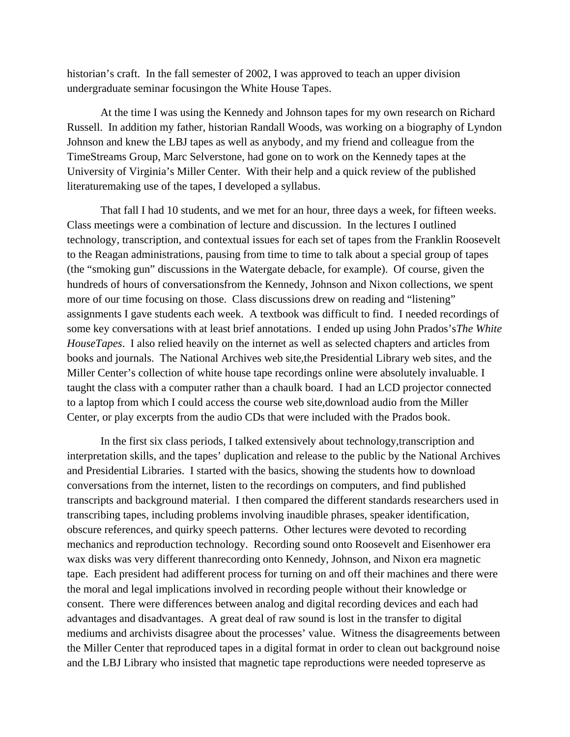historian's craft. In the fall semester of 2002, I was approved to teach an upper division undergraduate seminar focusingon the White House Tapes.

At the time I was using the Kennedy and Johnson tapes for my own research on Richard Russell. In addition my father, historian Randall Woods, was working on a biography of Lyndon Johnson and knew the LBJ tapes as well as anybody, and my friend and colleague from the TimeStreams Group, Marc Selverstone, had gone on to work on the Kennedy tapes at the University of Virginia's Miller Center. With their help and a quick review of the published literaturemaking use of the tapes, I developed a syllabus.

That fall I had 10 students, and we met for an hour, three days a week, for fifteen weeks. Class meetings were a combination of lecture and discussion. In the lectures I outlined technology, transcription, and contextual issues for each set of tapes from the Franklin Roosevelt to the Reagan administrations, pausing from time to time to talk about a special group of tapes (the "smoking gun" discussions in the Watergate debacle, for example). Of course, given the hundreds of hours of conversationsfrom the Kennedy, Johnson and Nixon collections, we spent more of our time focusing on those. Class discussions drew on reading and "listening" assignments I gave students each week. A textbook was difficult to find. I needed recordings of some key conversations with at least brief annotations. I ended up using John Prados's*The White HouseTapes*. I also relied heavily on the internet as well as selected chapters and articles from books and journals. The National Archives web site,the Presidential Library web sites, and the Miller Center's collection of white house tape recordings online were absolutely invaluable. I taught the class with a computer rather than a chaulk board. I had an LCD projector connected to a laptop from which I could access the course web site,download audio from the Miller Center, or play excerpts from the audio CDs that were included with the Prados book.

In the first six class periods, I talked extensively about technology,transcription and interpretation skills, and the tapes' duplication and release to the public by the National Archives and Presidential Libraries. I started with the basics, showing the students how to download conversations from the internet, listen to the recordings on computers, and find published transcripts and background material. I then compared the different standards researchers used in transcribing tapes, including problems involving inaudible phrases, speaker identification, obscure references, and quirky speech patterns. Other lectures were devoted to recording mechanics and reproduction technology. Recording sound onto Roosevelt and Eisenhower era wax disks was very different thanrecording onto Kennedy, Johnson, and Nixon era magnetic tape. Each president had adifferent process for turning on and off their machines and there were the moral and legal implications involved in recording people without their knowledge or consent. There were differences between analog and digital recording devices and each had advantages and disadvantages. A great deal of raw sound is lost in the transfer to digital mediums and archivists disagree about the processes' value. Witness the disagreements between the Miller Center that reproduced tapes in a digital format in order to clean out background noise and the LBJ Library who insisted that magnetic tape reproductions were needed topreserve as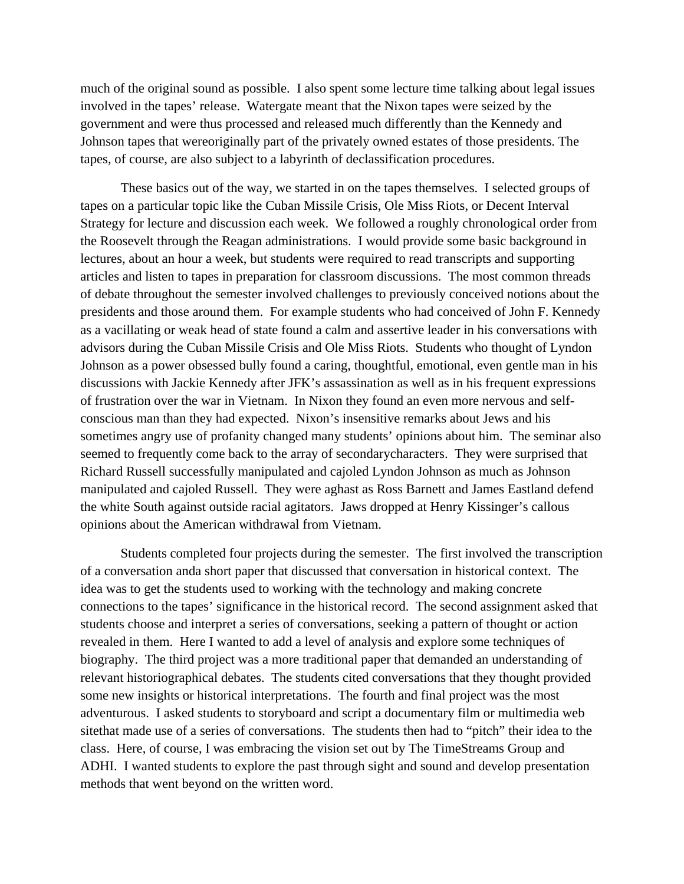much of the original sound as possible. I also spent some lecture time talking about legal issues involved in the tapes' release. Watergate meant that the Nixon tapes were seized by the government and were thus processed and released much differently than the Kennedy and Johnson tapes that wereoriginally part of the privately owned estates of those presidents. The tapes, of course, are also subject to a labyrinth of declassification procedures.

These basics out of the way, we started in on the tapes themselves. I selected groups of tapes on a particular topic like the Cuban Missile Crisis, Ole Miss Riots, or Decent Interval Strategy for lecture and discussion each week. We followed a roughly chronological order from the Roosevelt through the Reagan administrations. I would provide some basic background in lectures, about an hour a week, but students were required to read transcripts and supporting articles and listen to tapes in preparation for classroom discussions. The most common threads of debate throughout the semester involved challenges to previously conceived notions about the presidents and those around them. For example students who had conceived of John F. Kennedy as a vacillating or weak head of state found a calm and assertive leader in his conversations with advisors during the Cuban Missile Crisis and Ole Miss Riots. Students who thought of Lyndon Johnson as a power obsessed bully found a caring, thoughtful, emotional, even gentle man in his discussions with Jackie Kennedy after JFK's assassination as well as in his frequent expressions of frustration over the war in Vietnam. In Nixon they found an even more nervous and self-conscious man than they had expected. Nixon's insensitive remarks about Jews and his sometimes angry use of profanity changed many students' opinions about him. The seminar also seemed to frequently come back to the array of secondarycharacters. They were surprised that Richard Russell successfully manipulated and cajoled Lyndon Johnson as much as Johnson manipulated and cajoled Russell. They were aghast as Ross Barnett and James Eastland defend the white South against outside racial agitators. Jaws dropped at Henry Kissinger's callous opinions about the American withdrawal from Vietnam.

Students completed four projects during the semester. The first involved the transcription of a conversation anda short paper that discussed that conversation in historical context. The idea was to get the students used to working with the technology and making concrete connections to the tapes' significance in the historical record. The second assignment asked that students choose and interpret a series of conversations, seeking a pattern of thought or action revealed in them. Here I wanted to add a level of analysis and explore some techniques of biography. The third project was a more traditional paper that demanded an understanding of relevant historiographical debates. The students cited conversations that they thought provided some new insights or historical interpretations. The fourth and final project was the most adventurous. I asked students to storyboard and script a documentary film or multimedia web sitethat made use of a series of conversations. The students then had to "pitch" their idea to the class. Here, of course, I was embracing the vision set out by The TimeStreams Group and ADHI. I wanted students to explore the past through sight and sound and develop presentation methods that went beyond on the written word.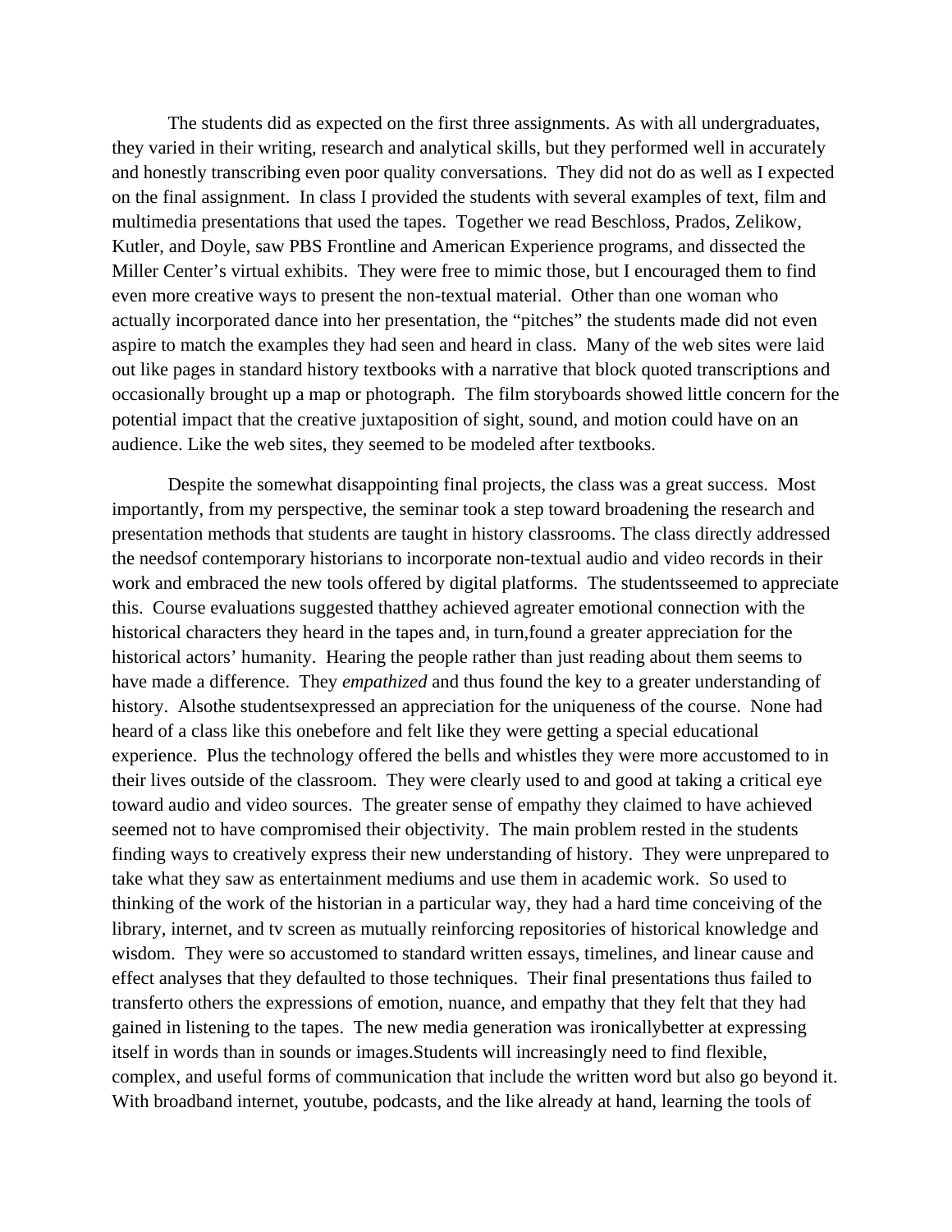The students did as expected on the first three assignments. As with all undergraduates, they varied in their writing, research and analytical skills, but they performed well in accurately and honestly transcribing even poor quality conversations. They did not do as well as I expected on the final assignment. In class I provided the students with several examples of text, film and multimedia presentations that used the tapes. Together we read Beschloss, Prados, Zelikow, Kutler, and Doyle, saw PBS Frontline and American Experience programs, and dissected the Miller Center's virtual exhibits. They were free to mimic those, but I encouraged them to find even more creative ways to present the non-textual material. Other than one woman who actually incorporated dance into her presentation, the "pitches" the students made did not even aspire to match the examples they had seen and heard in class. Many of the web sites were laid out like pages in standard history textbooks with a narrative that block quoted transcriptions and occasionally brought up a map or photograph. The film storyboards showed little concern for the potential impact that the creative juxtaposition of sight, sound, and motion could have on an audience. Like the web sites, they seemed to be modeled after textbooks.

Despite the somewhat disappointing final projects, the class was a great success. Most importantly, from my perspective, the seminar took a step toward broadening the research and presentation methods that students are taught in history classrooms. The class directly addressed the needsof contemporary historians to incorporate non-textual audio and video records in their work and embraced the new tools offered by digital platforms. The studentsseemed to appreciate this. Course evaluations suggested thatthey achieved agreater emotional connection with the historical characters they heard in the tapes and, in turn,found a greater appreciation for the historical actors' humanity. Hearing the people rather than just reading about them seems to have made a difference. They *empathized* and thus found the key to a greater understanding of history. Alsothe studentsexpressed an appreciation for the uniqueness of the course. None had heard of a class like this onebefore and felt like they were getting a special educational experience. Plus the technology offered the bells and whistles they were more accustomed to in their lives outside of the classroom. They were clearly used to and good at taking a critical eye toward audio and video sources. The greater sense of empathy they claimed to have achieved seemed not to have compromised their objectivity. The main problem rested in the students finding ways to creatively express their new understanding of history. They were unprepared to take what they saw as entertainment mediums and use them in academic work. So used to thinking of the work of the historian in a particular way, they had a hard time conceiving of the library, internet, and tv screen as mutually reinforcing repositories of historical knowledge and wisdom. They were so accustomed to standard written essays, timelines, and linear cause and effect analyses that they defaulted to those techniques. Their final presentations thus failed to transferto others the expressions of emotion, nuance, and empathy that they felt that they had gained in listening to the tapes. The new media generation was ironicallybetter at expressing itself in words than in sounds or images.Students will increasingly need to find flexible, complex, and useful forms of communication that include the written word but also go beyond it. With broadband internet, youtube, podcasts, and the like already at hand, learning the tools of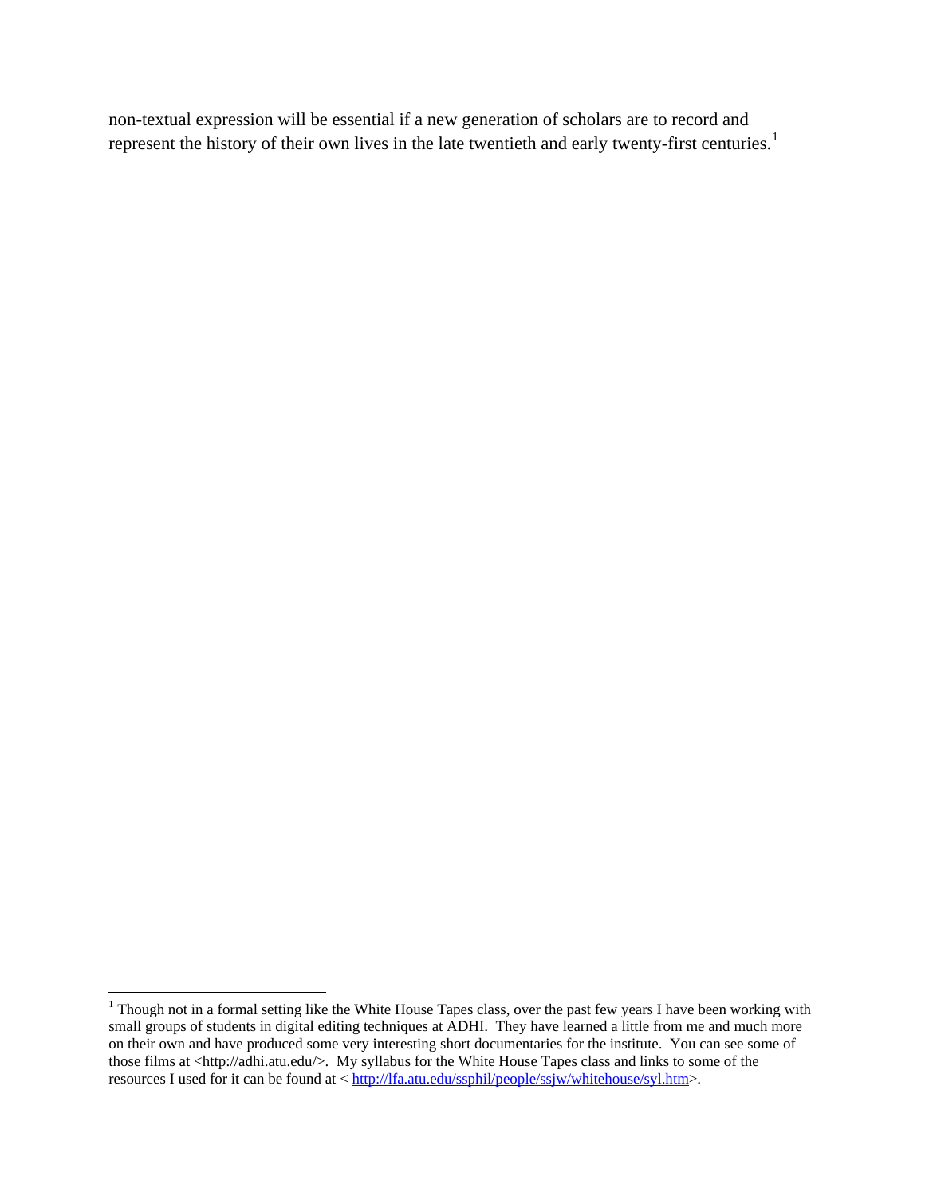non-textual expression will be essential if a new generation of scholars are to record and represent the history of their own lives in the late twentieth and early twenty-first centuries.[1]

---

[1] Though not in a formal setting like the White House Tapes class, over the past few years I have been working with small groups of students in digital editing techniques at ADHI. They have learned a little from me and much more on their own and have produced some very interesting short documentaries for the institute. You can see some of those films at <http://adhi.atu.edu/>. My syllabus for the White House Tapes class and links to some of the resources I used for it can be found at < http://lfa.atu.edu/ssphil/people/ssjw/whitehouse/syl.htm>.